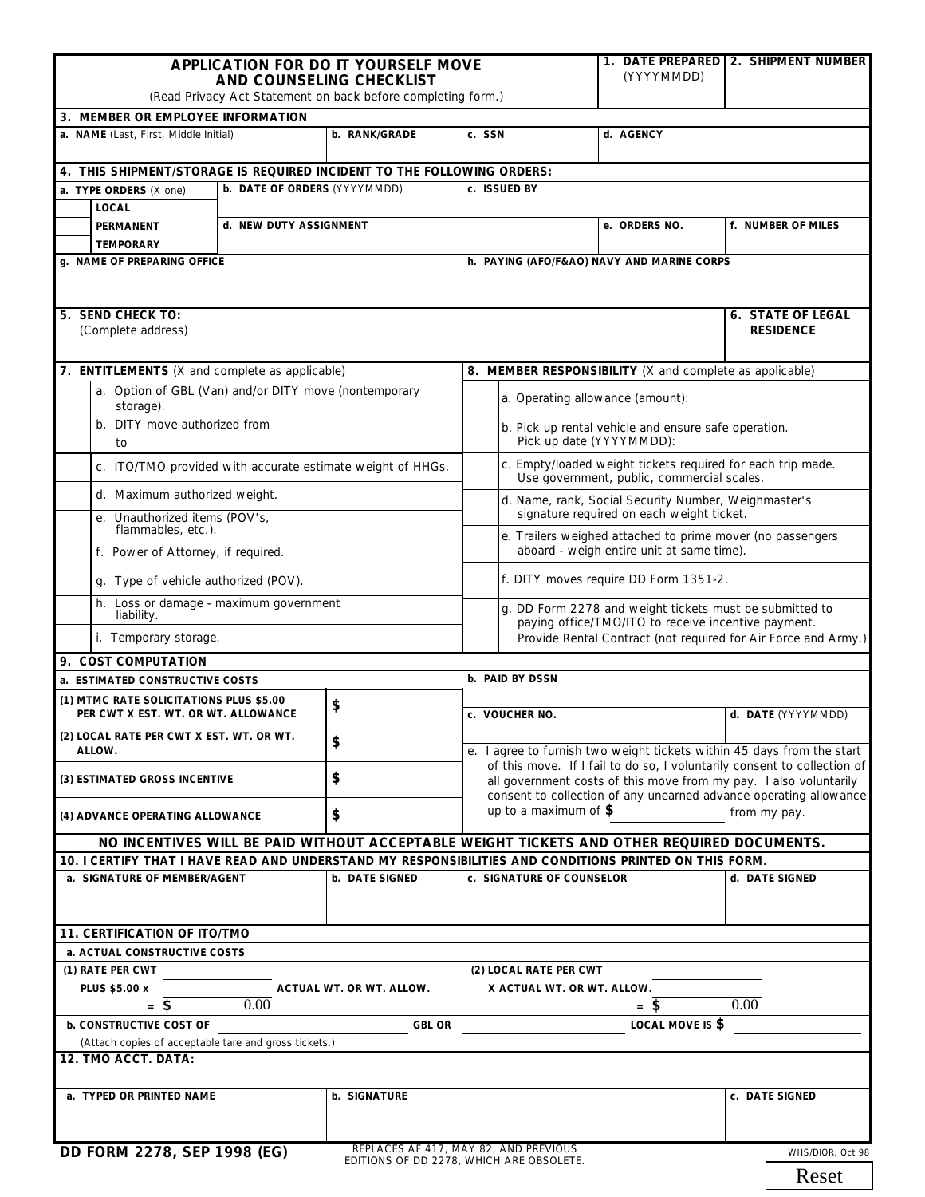# APPLICATION FOR DO IT YOURSELF MOVE AND COUNSELING CHECKLIST

(Read Privacy Act Statement on back before completing form.)

| 1. DATE PREPARED (YYYYMMDD) | 2. SHIPMENT NUMBER |
|---|---|
| | |

## 3. MEMBER OR EMPLOYEE INFORMATION

| a. NAME (Last, First, Middle Initial) | b. RANK/GRADE | c. SSN | d. AGENCY |
|---|---|---|---|
| | | | |

## 4. THIS SHIPMENT/STORAGE IS REQUIRED INCIDENT TO THE FOLLOWING ORDERS:

| a. TYPE ORDERS (X one) | b. DATE OF ORDERS (YYYYMMDD) | c. ISSUED BY | |
|---|---|---|---|
| LOCAL / PERMANENT / TEMPORARY | d. NEW DUTY ASSIGNMENT | e. ORDERS NO. | f. NUMBER OF MILES |
| g. NAME OF PREPARING OFFICE | | h. PAYING (AFO/F&AO) NAVY AND MARINE CORPS | |

| 5. SEND CHECK TO: (Complete address) | 6. STATE OF LEGAL RESIDENCE |
|---|---|
| | |

| 7. ENTITLEMENTS (X and complete as applicable) | 8. MEMBER RESPONSIBILITY (X and complete as applicable) |
|---|---|
| a. Option of GBL (Van) and/or DITY move (nontemporary storage). | a. Operating allowance (amount): |
| b. DITY move authorized from to | b. Pick up rental vehicle and ensure safe operation. Pick up date (YYYYMMDD): |
| c. ITO/TMO provided with accurate estimate weight of HHGs. | c. Empty/loaded weight tickets required for each trip made. Use government, public, commercial scales. |
| d. Maximum authorized weight. | d. Name, rank, Social Security Number, Weighmaster's signature required on each weight ticket. |
| e. Unauthorized items (POV's, flammables, etc.). | e. Trailers weighed attached to prime mover (no passengers aboard - weigh entire unit at same time). |
| f. Power of Attorney, if required. | f. DITY moves require DD Form 1351-2. |
| g. Type of vehicle authorized (POV). | g. DD Form 2278 and weight tickets must be submitted to paying office/TMO/ITO to receive incentive payment. Provide Rental Contract (not required for Air Force and Army.) |
| h. Loss or damage - maximum government liability. | |
| i. Temporary storage. | |

## 9. COST COMPUTATION

| a. ESTIMATED CONSTRUCTIVE COSTS | | b. PAID BY DSSN | |
|---|---|---|---|
| (1) MTMC RATE SOLICITATIONS PLUS $5.00 PER CWT X EST. WT. OR WT. ALLOWANCE | $ | c. VOUCHER NO. | d. DATE (YYYYMMDD) |
| (2) LOCAL RATE PER CWT X EST. WT. OR WT. ALLOW. | $ | e. I agree to furnish two weight tickets within 45 days from the start of this move. If I fail to do so, I voluntarily consent to collection of all government costs of this move from my pay. I also voluntarily consent to collection of any unearned advance operating allowance up to a maximum of $ ________ from my pay. | |
| (3) ESTIMATED GROSS INCENTIVE | $ | | |
| (4) ADVANCE OPERATING ALLOWANCE | $ | | |

**NO INCENTIVES WILL BE PAID WITHOUT ACCEPTABLE WEIGHT TICKETS AND OTHER REQUIRED DOCUMENTS.**

## 10. I CERTIFY THAT I HAVE READ AND UNDERSTAND MY RESPONSIBILITIES AND CONDITIONS PRINTED ON THIS FORM.

| a. SIGNATURE OF MEMBER/AGENT | b. DATE SIGNED | c. SIGNATURE OF COUNSELOR | d. DATE SIGNED |
|---|---|---|---|
| | | | |

## 11. CERTIFICATION OF ITO/TMO

a. ACTUAL CONSTRUCTIVE COSTS

| (1) RATE PER CWT ________ PLUS $5.00 x ACTUAL WT. OR WT. ALLOW. = $ 0.00 | (2) LOCAL RATE PER CWT ________ X ACTUAL WT. OR WT. ALLOW. = $ 0.00 |
|---|---|

b. CONSTRUCTIVE COST OF ________ GBL OR ________ LOCAL MOVE IS $ ________

(Attach copies of acceptable tare and gross tickets.)

## 12. TMO ACCT. DATA:

| a. TYPED OR PRINTED NAME | b. SIGNATURE | c. DATE SIGNED |
|---|---|---|
| | | |

DD FORM 2278, SEP 1998 (EG)

REPLACES AF 417, MAY 82, AND PREVIOUS EDITIONS OF DD 2278, WHICH ARE OBSOLETE.

WHS/DIOR, Oct 98

Reset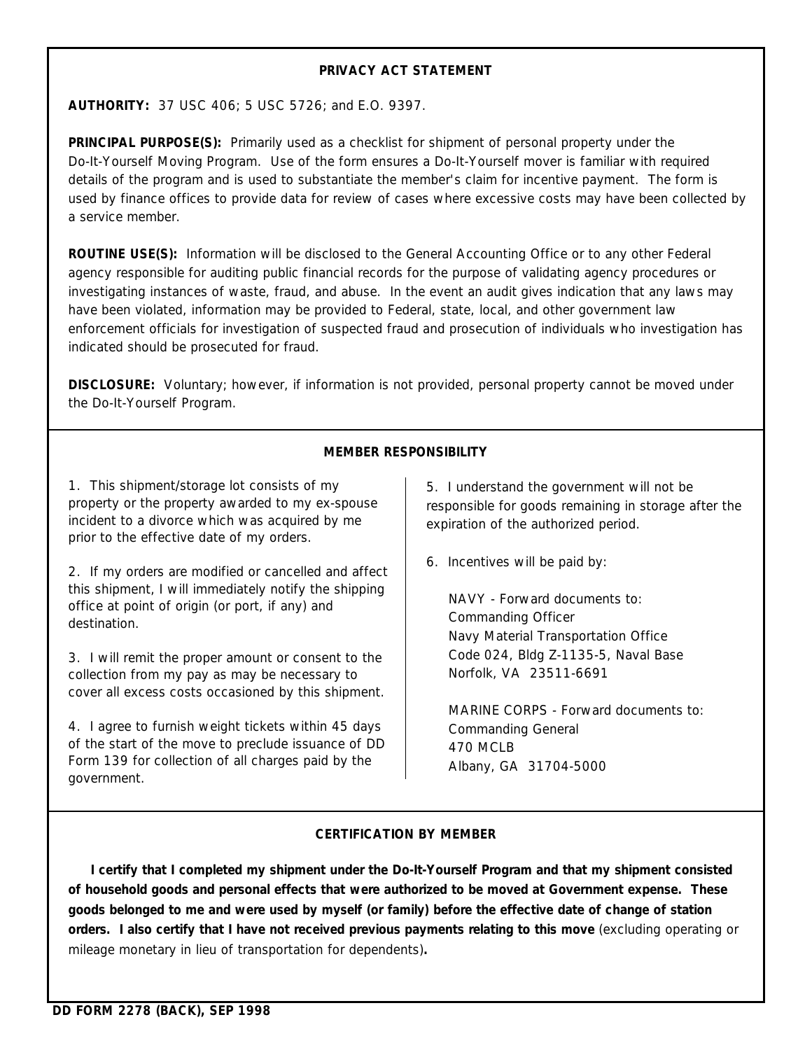## PRIVACY ACT STATEMENT

**AUTHORITY:** 37 USC 406; 5 USC 5726; and E.O. 9397.

**PRINCIPAL PURPOSE(S):** Primarily used as a checklist for shipment of personal property under the Do-It-Yourself Moving Program. Use of the form ensures a Do-It-Yourself mover is familiar with required details of the program and is used to substantiate the member's claim for incentive payment. The form is used by finance offices to provide data for review of cases where excessive costs may have been collected by a service member.

**ROUTINE USE(S):** Information will be disclosed to the General Accounting Office or to any other Federal agency responsible for auditing public financial records for the purpose of validating agency procedures or investigating instances of waste, fraud, and abuse. In the event an audit gives indication that any laws may have been violated, information may be provided to Federal, state, local, and other government law enforcement officials for investigation of suspected fraud and prosecution of individuals who investigation has indicated should be prosecuted for fraud.

**DISCLOSURE:** Voluntary; however, if information is not provided, personal property cannot be moved under the Do-It-Yourself Program.

## MEMBER RESPONSIBILITY

1. This shipment/storage lot consists of my property or the property awarded to my ex-spouse incident to a divorce which was acquired by me prior to the effective date of my orders.

2. If my orders are modified or cancelled and affect this shipment, I will immediately notify the shipping office at point of origin (or port, if any) and destination.

3. I will remit the proper amount or consent to the collection from my pay as may be necessary to cover all excess costs occasioned by this shipment.

4. I agree to furnish weight tickets within 45 days of the start of the move to preclude issuance of DD Form 139 for collection of all charges paid by the government.

5. I understand the government will not be responsible for goods remaining in storage after the expiration of the authorized period.

6. Incentives will be paid by:

   NAVY - Forward documents to:
   Commanding Officer
   Navy Material Transportation Office
   Code 024, Bldg Z-1135-5, Naval Base
   Norfolk, VA 23511-6691

   MARINE CORPS - Forward documents to:
   Commanding General
   470 MCLB
   Albany, GA 31704-5000

## CERTIFICATION BY MEMBER

**I certify that I completed my shipment under the Do-It-Yourself Program and that my shipment consisted of household goods and personal effects that were authorized to be moved at Government expense. These goods belonged to me and were used by myself (or family) before the effective date of change of station orders. I also certify that I have not received previous payments relating to this move** (excluding operating or mileage monetary in lieu of transportation for dependents)**.**

DD FORM 2278 (BACK), SEP 1998